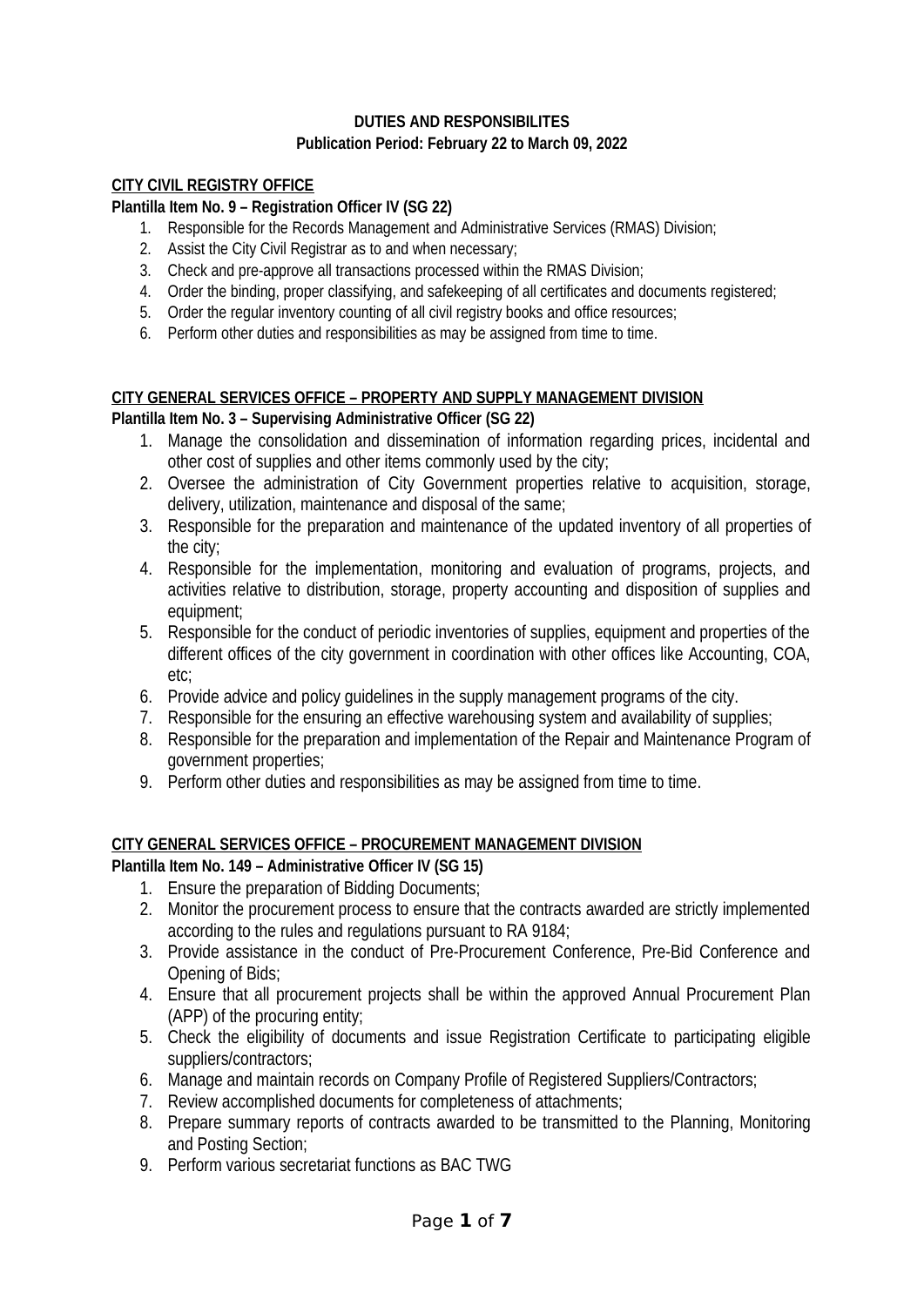**DUTIES AND RESPONSIBILITES**
**Publication Period: February 22 to March 09, 2022**

**CITY CIVIL REGISTRY OFFICE**
**Plantilla Item No. 9 – Registration Officer IV (SG 22)**

1. Responsible for the Records Management and Administrative Services (RMAS) Division;
2. Assist the City Civil Registrar as to and when necessary;
3. Check and pre-approve all transactions processed within the RMAS Division;
4. Order the binding, proper classifying, and safekeeping of all certificates and documents registered;
5. Order the regular inventory counting of all civil registry books and office resources;
6. Perform other duties and responsibilities as may be assigned from time to time.

**CITY GENERAL SERVICES OFFICE – PROPERTY AND SUPPLY MANAGEMENT DIVISION**
**Plantilla Item No. 3 – Supervising Administrative Officer (SG 22)**

1. Manage the consolidation and dissemination of information regarding prices, incidental and other cost of supplies and other items commonly used by the city;
2. Oversee the administration of City Government properties relative to acquisition, storage, delivery, utilization, maintenance and disposal of the same;
3. Responsible for the preparation and maintenance of the updated inventory of all properties of the city;
4. Responsible for the implementation, monitoring and evaluation of programs, projects, and activities relative to distribution, storage, property accounting and disposition of supplies and equipment;
5. Responsible for the conduct of periodic inventories of supplies, equipment and properties of the different offices of the city government in coordination with other offices like Accounting, COA, etc;
6. Provide advice and policy guidelines in the supply management programs of the city.
7. Responsible for the ensuring an effective warehousing system and availability of supplies;
8. Responsible for the preparation and implementation of the Repair and Maintenance Program of government properties;
9. Perform other duties and responsibilities as may be assigned from time to time.

**CITY GENERAL SERVICES OFFICE – PROCUREMENT MANAGEMENT DIVISION**
**Plantilla Item No. 149 – Administrative Officer IV (SG 15)**

1. Ensure the preparation of Bidding Documents;
2. Monitor the procurement process to ensure that the contracts awarded are strictly implemented according to the rules and regulations pursuant to RA 9184;
3. Provide assistance in the conduct of Pre-Procurement Conference, Pre-Bid Conference and Opening of Bids;
4. Ensure that all procurement projects shall be within the approved Annual Procurement Plan (APP) of the procuring entity;
5. Check the eligibility of documents and issue Registration Certificate to participating eligible suppliers/contractors;
6. Manage and maintain records on Company Profile of Registered Suppliers/Contractors;
7. Review accomplished documents for completeness of attachments;
8. Prepare summary reports of contracts awarded to be transmitted to the Planning, Monitoring and Posting Section;
9. Perform various secretariat functions as BAC TWG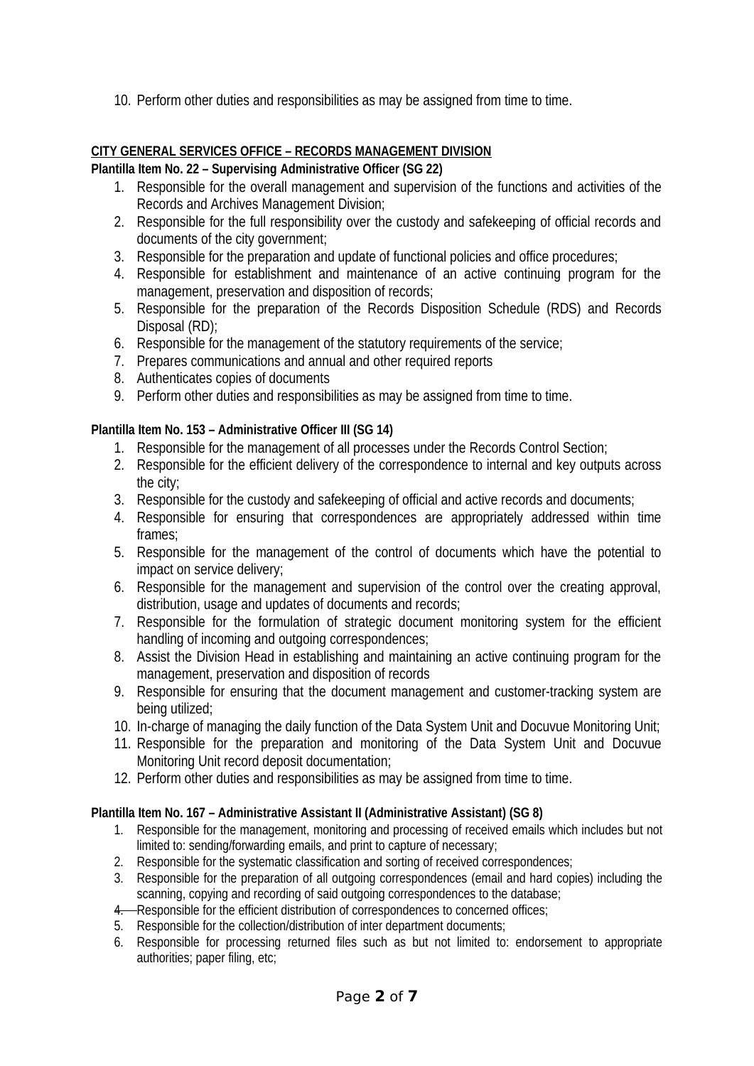10. Perform other duties and responsibilities as may be assigned from time to time.

**CITY GENERAL SERVICES OFFICE – RECORDS MANAGEMENT DIVISION**

**Plantilla Item No. 22 – Supervising Administrative Officer (SG 22)**

1. Responsible for the overall management and supervision of the functions and activities of the Records and Archives Management Division;
2. Responsible for the full responsibility over the custody and safekeeping of official records and documents of the city government;
3. Responsible for the preparation and update of functional policies and office procedures;
4. Responsible for establishment and maintenance of an active continuing program for the management, preservation and disposition of records;
5. Responsible for the preparation of the Records Disposition Schedule (RDS) and Records Disposal (RD);
6. Responsible for the management of the statutory requirements of the service;
7. Prepares communications and annual and other required reports
8. Authenticates copies of documents
9. Perform other duties and responsibilities as may be assigned from time to time.

**Plantilla Item No. 153 – Administrative Officer III (SG 14)**

1. Responsible for the management of all processes under the Records Control Section;
2. Responsible for the efficient delivery of the correspondence to internal and key outputs across the city;
3. Responsible for the custody and safekeeping of official and active records and documents;
4. Responsible for ensuring that correspondences are appropriately addressed within time frames;
5. Responsible for the management of the control of documents which have the potential to impact on service delivery;
6. Responsible for the management and supervision of the control over the creating approval, distribution, usage and updates of documents and records;
7. Responsible for the formulation of strategic document monitoring system for the efficient handling of incoming and outgoing correspondences;
8. Assist the Division Head in establishing and maintaining an active continuing program for the management, preservation and disposition of records
9. Responsible for ensuring that the document management and customer-tracking system are being utilized;
10. In-charge of managing the daily function of the Data System Unit and Docuvue Monitoring Unit;
11. Responsible for the preparation and monitoring of the Data System Unit and Docuvue Monitoring Unit record deposit documentation;
12. Perform other duties and responsibilities as may be assigned from time to time.

**Plantilla Item No. 167 – Administrative Assistant II (Administrative Assistant) (SG 8)**

1. Responsible for the management, monitoring and processing of received emails which includes but not limited to: sending/forwarding emails, and print to capture of necessary;
2. Responsible for the systematic classification and sorting of received correspondences;
3. Responsible for the preparation of all outgoing correspondences (email and hard copies) including the scanning, copying and recording of said outgoing correspondences to the database;
4. Responsible for the efficient distribution of correspondences to concerned offices;
5. Responsible for the collection/distribution of inter department documents;
6. Responsible for processing returned files such as but not limited to: endorsement to appropriate authorities; paper filing, etc;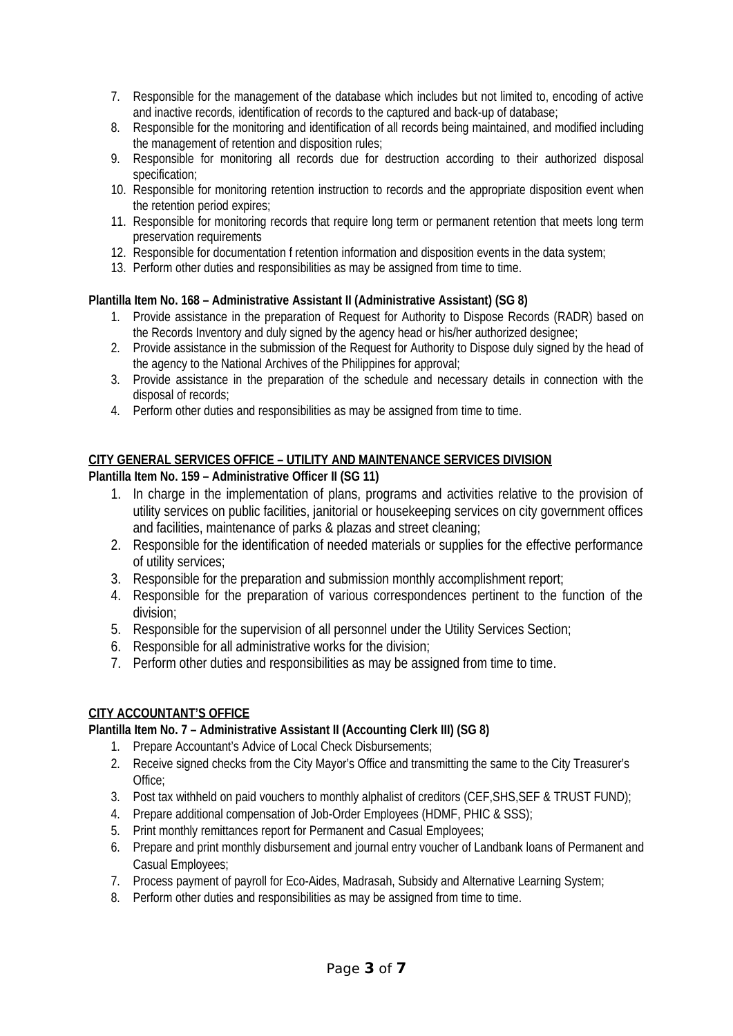7. Responsible for the management of the database which includes but not limited to, encoding of active and inactive records, identification of records to the captured and back-up of database;
8. Responsible for the monitoring and identification of all records being maintained, and modified including the management of retention and disposition rules;
9. Responsible for monitoring all records due for destruction according to their authorized disposal specification;
10. Responsible for monitoring retention instruction to records and the appropriate disposition event when the retention period expires;
11. Responsible for monitoring records that require long term or permanent retention that meets long term preservation requirements
12. Responsible for documentation f retention information and disposition events in the data system;
13. Perform other duties and responsibilities as may be assigned from time to time.

**Plantilla Item No. 168 – Administrative Assistant II (Administrative Assistant) (SG 8)**

1. Provide assistance in the preparation of Request for Authority to Dispose Records (RADR) based on the Records Inventory and duly signed by the agency head or his/her authorized designee;
2. Provide assistance in the submission of the Request for Authority to Dispose duly signed by the head of the agency to the National Archives of the Philippines for approval;
3. Provide assistance in the preparation of the schedule and necessary details in connection with the disposal of records;
4. Perform other duties and responsibilities as may be assigned from time to time.

**<u>CITY GENERAL SERVICES OFFICE – UTILITY AND MAINTENANCE SERVICES DIVISION</u>**

**Plantilla Item No. 159 – Administrative Officer II (SG 11)**

1. In charge in the implementation of plans, programs and activities relative to the provision of utility services on public facilities, janitorial or housekeeping services on city government offices and facilities, maintenance of parks & plazas and street cleaning;
2. Responsible for the identification of needed materials or supplies for the effective performance of utility services;
3. Responsible for the preparation and submission monthly accomplishment report;
4. Responsible for the preparation of various correspondences pertinent to the function of the division;
5. Responsible for the supervision of all personnel under the Utility Services Section;
6. Responsible for all administrative works for the division;
7. Perform other duties and responsibilities as may be assigned from time to time.

**<u>CITY ACCOUNTANT'S OFFICE</u>**

**Plantilla Item No. 7 – Administrative Assistant II (Accounting Clerk III) (SG 8)**

1. Prepare Accountant's Advice of Local Check Disbursements;
2. Receive signed checks from the City Mayor's Office and transmitting the same to the City Treasurer's Office;
3. Post tax withheld on paid vouchers to monthly alphalist of creditors (CEF,SHS,SEF & TRUST FUND);
4. Prepare additional compensation of Job-Order Employees (HDMF, PHIC & SSS);
5. Print monthly remittances report for Permanent and Casual Employees;
6. Prepare and print monthly disbursement and journal entry voucher of Landbank loans of Permanent and Casual Employees;
7. Process payment of payroll for Eco-Aides, Madrasah, Subsidy and Alternative Learning System;
8. Perform other duties and responsibilities as may be assigned from time to time.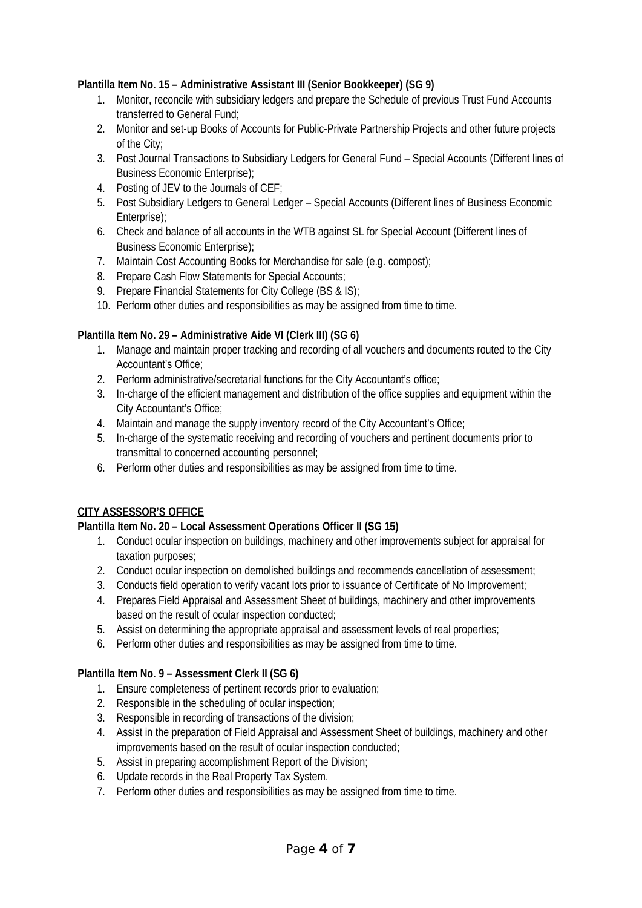**Plantilla Item No. 15 – Administrative Assistant III (Senior Bookkeeper) (SG 9)**

1. Monitor, reconcile with subsidiary ledgers and prepare the Schedule of previous Trust Fund Accounts transferred to General Fund;
2. Monitor and set-up Books of Accounts for Public-Private Partnership Projects and other future projects of the City;
3. Post Journal Transactions to Subsidiary Ledgers for General Fund – Special Accounts (Different lines of Business Economic Enterprise);
4. Posting of JEV to the Journals of CEF;
5. Post Subsidiary Ledgers to General Ledger – Special Accounts (Different lines of Business Economic Enterprise);
6. Check and balance of all accounts in the WTB against SL for Special Account (Different lines of Business Economic Enterprise);
7. Maintain Cost Accounting Books for Merchandise for sale (e.g. compost);
8. Prepare Cash Flow Statements for Special Accounts;
9. Prepare Financial Statements for City College (BS & IS);
10. Perform other duties and responsibilities as may be assigned from time to time.

**Plantilla Item No. 29 – Administrative Aide VI (Clerk III) (SG 6)**

1. Manage and maintain proper tracking and recording of all vouchers and documents routed to the City Accountant's Office;
2. Perform administrative/secretarial functions for the City Accountant's office;
3. In-charge of the efficient management and distribution of the office supplies and equipment within the City Accountant's Office;
4. Maintain and manage the supply inventory record of the City Accountant's Office;
5. In-charge of the systematic receiving and recording of vouchers and pertinent documents prior to transmittal to concerned accounting personnel;
6. Perform other duties and responsibilities as may be assigned from time to time.

**<u>CITY ASSESSOR'S OFFICE</u>**

**Plantilla Item No. 20 – Local Assessment Operations Officer II (SG 15)**

1. Conduct ocular inspection on buildings, machinery and other improvements subject for appraisal for taxation purposes;
2. Conduct ocular inspection on demolished buildings and recommends cancellation of assessment;
3. Conducts field operation to verify vacant lots prior to issuance of Certificate of No Improvement;
4. Prepares Field Appraisal and Assessment Sheet of buildings, machinery and other improvements based on the result of ocular inspection conducted;
5. Assist on determining the appropriate appraisal and assessment levels of real properties;
6. Perform other duties and responsibilities as may be assigned from time to time.

**Plantilla Item No. 9 – Assessment Clerk II (SG 6)**

1. Ensure completeness of pertinent records prior to evaluation;
2. Responsible in the scheduling of ocular inspection;
3. Responsible in recording of transactions of the division;
4. Assist in the preparation of Field Appraisal and Assessment Sheet of buildings, machinery and other improvements based on the result of ocular inspection conducted;
5. Assist in preparing accomplishment Report of the Division;
6. Update records in the Real Property Tax System.
7. Perform other duties and responsibilities as may be assigned from time to time.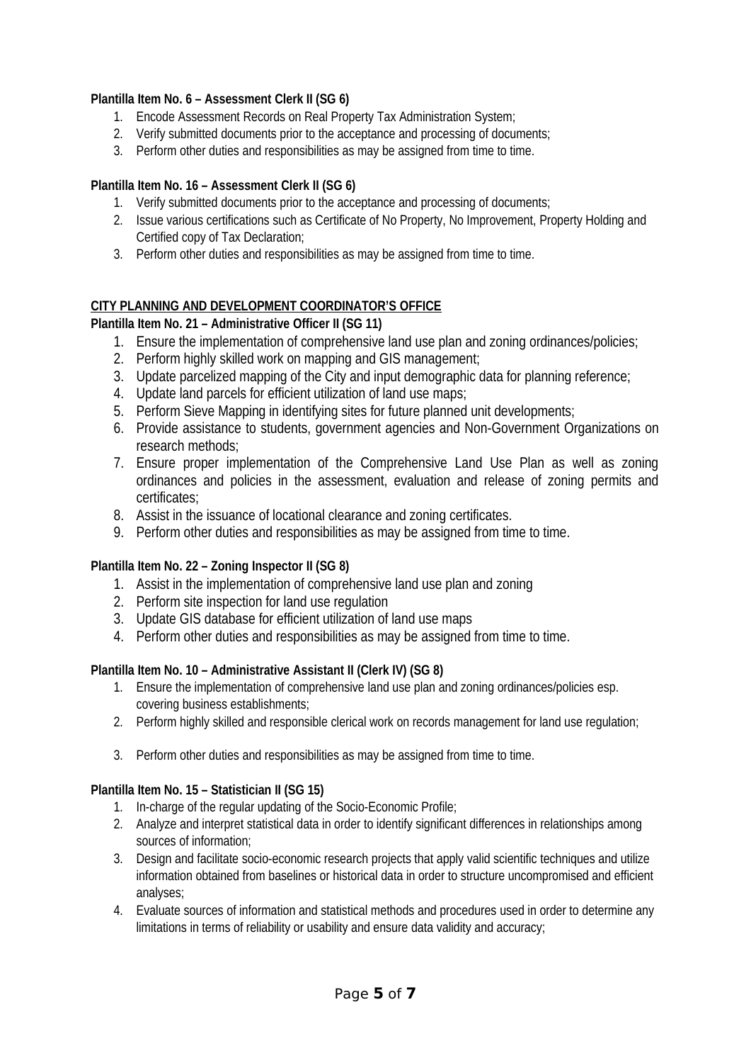**Plantilla Item No. 6 – Assessment Clerk II (SG 6)**

1. Encode Assessment Records on Real Property Tax Administration System;
2. Verify submitted documents prior to the acceptance and processing of documents;
3. Perform other duties and responsibilities as may be assigned from time to time.

**Plantilla Item No. 16 – Assessment Clerk II (SG 6)**

1. Verify submitted documents prior to the acceptance and processing of documents;
2. Issue various certifications such as Certificate of No Property, No Improvement, Property Holding and Certified copy of Tax Declaration;
3. Perform other duties and responsibilities as may be assigned from time to time.

**CITY PLANNING AND DEVELOPMENT COORDINATOR'S OFFICE**

**Plantilla Item No. 21 – Administrative Officer II (SG 11)**

1. Ensure the implementation of comprehensive land use plan and zoning ordinances/policies;
2. Perform highly skilled work on mapping and GIS management;
3. Update parcelized mapping of the City and input demographic data for planning reference;
4. Update land parcels for efficient utilization of land use maps;
5. Perform Sieve Mapping in identifying sites for future planned unit developments;
6. Provide assistance to students, government agencies and Non-Government Organizations on research methods;
7. Ensure proper implementation of the Comprehensive Land Use Plan as well as zoning ordinances and policies in the assessment, evaluation and release of zoning permits and certificates;
8. Assist in the issuance of locational clearance and zoning certificates.
9. Perform other duties and responsibilities as may be assigned from time to time.

**Plantilla Item No. 22 – Zoning Inspector II (SG 8)**

1. Assist in the implementation of comprehensive land use plan and zoning
2. Perform site inspection for land use regulation
3. Update GIS database for efficient utilization of land use maps
4. Perform other duties and responsibilities as may be assigned from time to time.

**Plantilla Item No. 10 – Administrative Assistant II (Clerk IV) (SG 8)**

1. Ensure the implementation of comprehensive land use plan and zoning ordinances/policies esp. covering business establishments;
2. Perform highly skilled and responsible clerical work on records management for land use regulation;
3. Perform other duties and responsibilities as may be assigned from time to time.

**Plantilla Item No. 15 – Statistician II (SG 15)**

1. In-charge of the regular updating of the Socio-Economic Profile;
2. Analyze and interpret statistical data in order to identify significant differences in relationships among sources of information;
3. Design and facilitate socio-economic research projects that apply valid scientific techniques and utilize information obtained from baselines or historical data in order to structure uncompromised and efficient analyses;
4. Evaluate sources of information and statistical methods and procedures used in order to determine any limitations in terms of reliability or usability and ensure data validity and accuracy;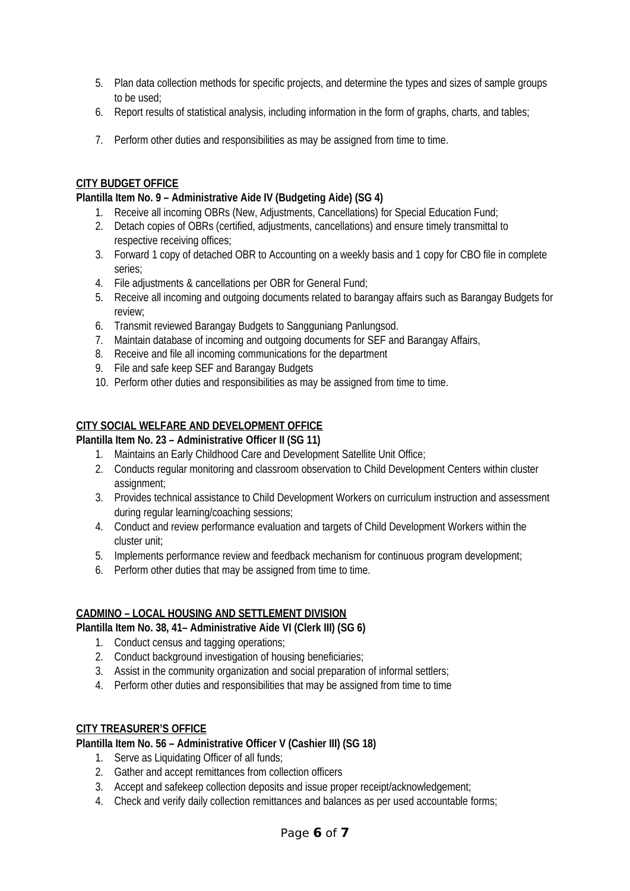5. Plan data collection methods for specific projects, and determine the types and sizes of sample groups to be used;
6. Report results of statistical analysis, including information in the form of graphs, charts, and tables;
7. Perform other duties and responsibilities as may be assigned from time to time.

**CITY BUDGET OFFICE**

**Plantilla Item No. 9 – Administrative Aide IV (Budgeting Aide) (SG 4)**

1. Receive all incoming OBRs (New, Adjustments, Cancellations) for Special Education Fund;
2. Detach copies of OBRs (certified, adjustments, cancellations) and ensure timely transmittal to respective receiving offices;
3. Forward 1 copy of detached OBR to Accounting on a weekly basis and 1 copy for CBO file in complete series;
4. File adjustments & cancellations per OBR for General Fund;
5. Receive all incoming and outgoing documents related to barangay affairs such as Barangay Budgets for review;
6. Transmit reviewed Barangay Budgets to Sangguniang Panlungsod.
7. Maintain database of incoming and outgoing documents for SEF and Barangay Affairs,
8. Receive and file all incoming communications for the department
9. File and safe keep SEF and Barangay Budgets
10. Perform other duties and responsibilities as may be assigned from time to time.

**CITY SOCIAL WELFARE AND DEVELOPMENT OFFICE**

**Plantilla Item No. 23 – Administrative Officer II (SG 11)**

1. Maintains an Early Childhood Care and Development Satellite Unit Office;
2. Conducts regular monitoring and classroom observation to Child Development Centers within cluster assignment;
3. Provides technical assistance to Child Development Workers on curriculum instruction and assessment during regular learning/coaching sessions;
4. Conduct and review performance evaluation and targets of Child Development Workers within the cluster unit;
5. Implements performance review and feedback mechanism for continuous program development;
6. Perform other duties that may be assigned from time to time.

**CADMINO – LOCAL HOUSING AND SETTLEMENT DIVISION**

**Plantilla Item No. 38, 41– Administrative Aide VI (Clerk III) (SG 6)**

1. Conduct census and tagging operations;
2. Conduct background investigation of housing beneficiaries;
3. Assist in the community organization and social preparation of informal settlers;
4. Perform other duties and responsibilities that may be assigned from time to time

**CITY TREASURER'S OFFICE**

**Plantilla Item No. 56 – Administrative Officer V (Cashier III) (SG 18)**

1. Serve as Liquidating Officer of all funds;
2. Gather and accept remittances from collection officers
3. Accept and safekeep collection deposits and issue proper receipt/acknowledgement;
4. Check and verify daily collection remittances and balances as per used accountable forms;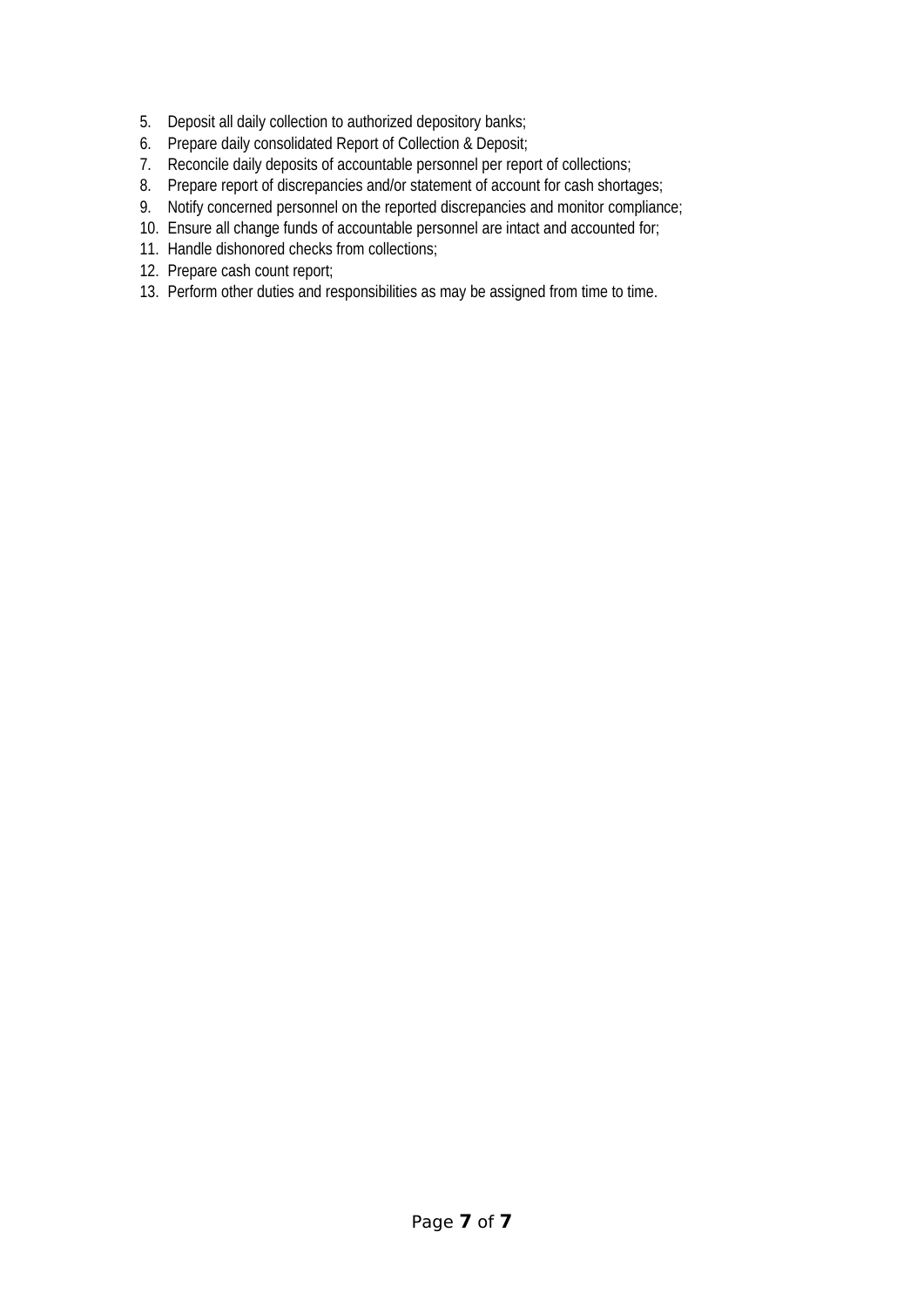5. Deposit all daily collection to authorized depository banks;
6. Prepare daily consolidated Report of Collection & Deposit;
7. Reconcile daily deposits of accountable personnel per report of collections;
8. Prepare report of discrepancies and/or statement of account for cash shortages;
9. Notify concerned personnel on the reported discrepancies and monitor compliance;
10. Ensure all change funds of accountable personnel are intact and accounted for;
11. Handle dishonored checks from collections;
12. Prepare cash count report;
13. Perform other duties and responsibilities as may be assigned from time to time.